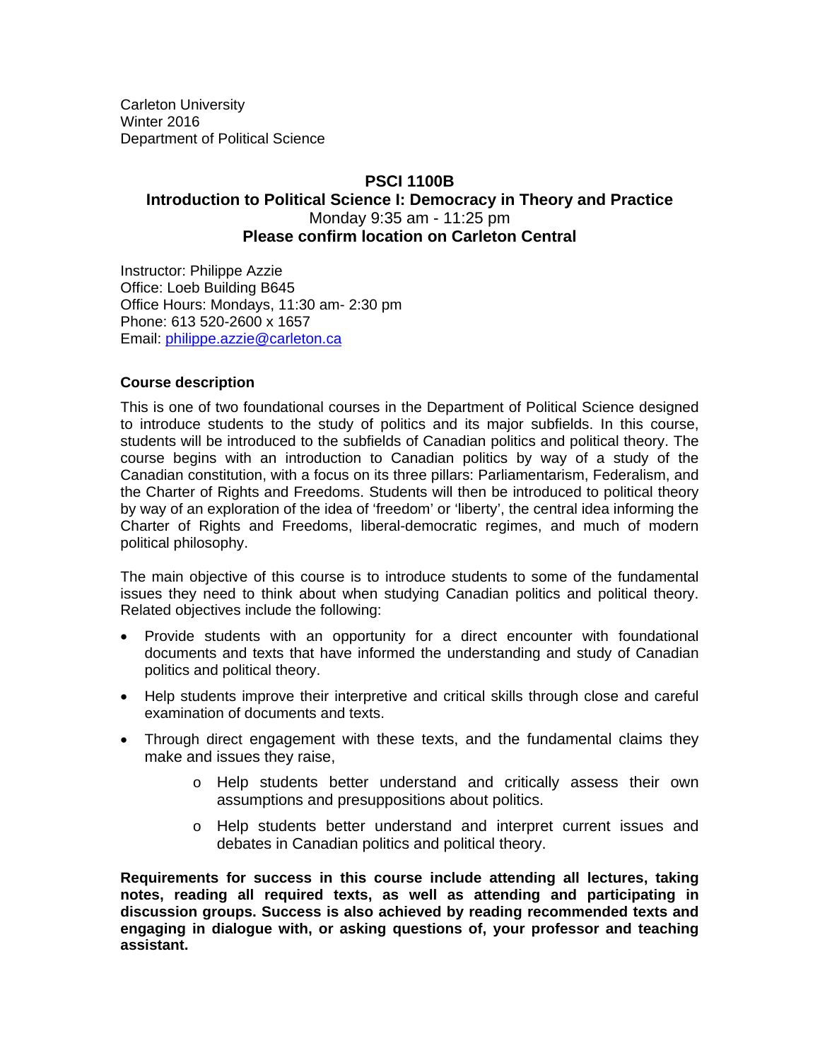Carleton University
Winter 2016
Department of Political Science

**PSCI 1100B**
**Introduction to Political Science I: Democracy in Theory and Practice**
Monday 9:35 am - 11:25 pm
**Please confirm location on Carleton Central**

Instructor: Philippe Azzie
Office: Loeb Building B645
Office Hours: Mondays, 11:30 am- 2:30 pm
Phone: 613 520-2600 x 1657
Email: philippe.azzie@carleton.ca

### Course description

This is one of two foundational courses in the Department of Political Science designed to introduce students to the study of politics and its major subfields. In this course, students will be introduced to the subfields of Canadian politics and political theory. The course begins with an introduction to Canadian politics by way of a study of the Canadian constitution, with a focus on its three pillars: Parliamentarism, Federalism, and the Charter of Rights and Freedoms. Students will then be introduced to political theory by way of an exploration of the idea of 'freedom' or 'liberty', the central idea informing the Charter of Rights and Freedoms, liberal-democratic regimes, and much of modern political philosophy.

The main objective of this course is to introduce students to some of the fundamental issues they need to think about when studying Canadian politics and political theory. Related objectives include the following:

- Provide students with an opportunity for a direct encounter with foundational documents and texts that have informed the understanding and study of Canadian politics and political theory.
- Help students improve their interpretive and critical skills through close and careful examination of documents and texts.
- Through direct engagement with these texts, and the fundamental claims they make and issues they raise,
    - Help students better understand and critically assess their own assumptions and presuppositions about politics.
    - Help students better understand and interpret current issues and debates in Canadian politics and political theory.

**Requirements for success in this course include attending all lectures, taking notes, reading all required texts, as well as attending and participating in discussion groups. Success is also achieved by reading recommended texts and engaging in dialogue with, or asking questions of, your professor and teaching assistant.**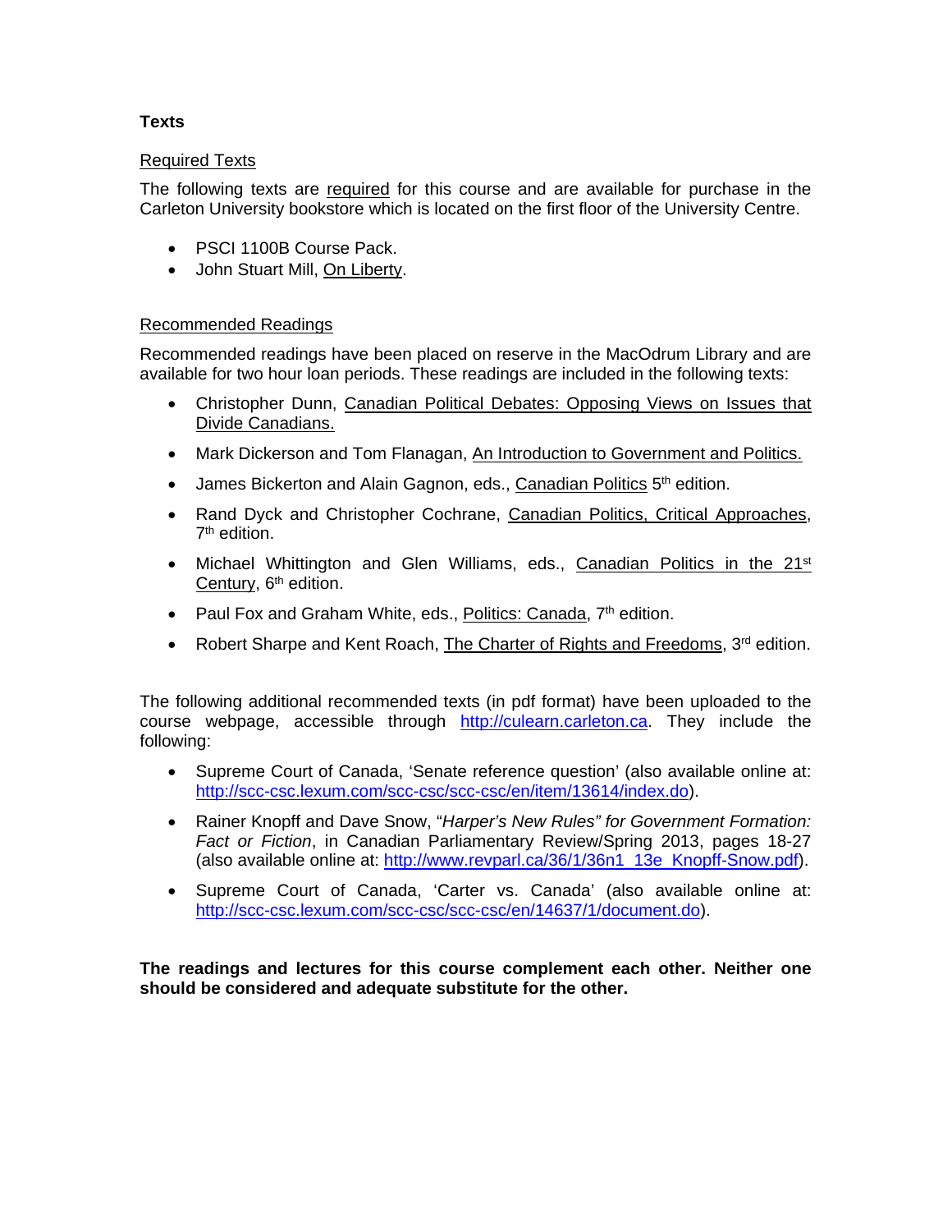### Texts

Required Texts

The following texts are required for this course and are available for purchase in the Carleton University bookstore which is located on the first floor of the University Centre.

- PSCI 1100B Course Pack.
- John Stuart Mill, On Liberty.

Recommended Readings

Recommended readings have been placed on reserve in the MacOdrum Library and are available for two hour loan periods. These readings are included in the following texts:

- Christopher Dunn, Canadian Political Debates: Opposing Views on Issues that Divide Canadians.
- Mark Dickerson and Tom Flanagan, An Introduction to Government and Politics.
- James Bickerton and Alain Gagnon, eds., Canadian Politics 5th edition.
- Rand Dyck and Christopher Cochrane, Canadian Politics, Critical Approaches, 7th edition.
- Michael Whittington and Glen Williams, eds., Canadian Politics in the 21st Century, 6th edition.
- Paul Fox and Graham White, eds., Politics: Canada, 7th edition.
- Robert Sharpe and Kent Roach, The Charter of Rights and Freedoms, 3rd edition.

The following additional recommended texts (in pdf format) have been uploaded to the course webpage, accessible through http://culearn.carleton.ca. They include the following:

- Supreme Court of Canada, 'Senate reference question' (also available online at: http://scc-csc.lexum.com/scc-csc/scc-csc/en/item/13614/index.do).
- Rainer Knopff and Dave Snow, "*Harper's New Rules" for Government Formation: Fact or Fiction*, in Canadian Parliamentary Review/Spring 2013, pages 18-27 (also available online at: http://www.revparl.ca/36/1/36n1_13e_Knopff-Snow.pdf).
- Supreme Court of Canada, 'Carter vs. Canada' (also available online at: http://scc-csc.lexum.com/scc-csc/scc-csc/en/14637/1/document.do).

**The readings and lectures for this course complement each other. Neither one should be considered and adequate substitute for the other.**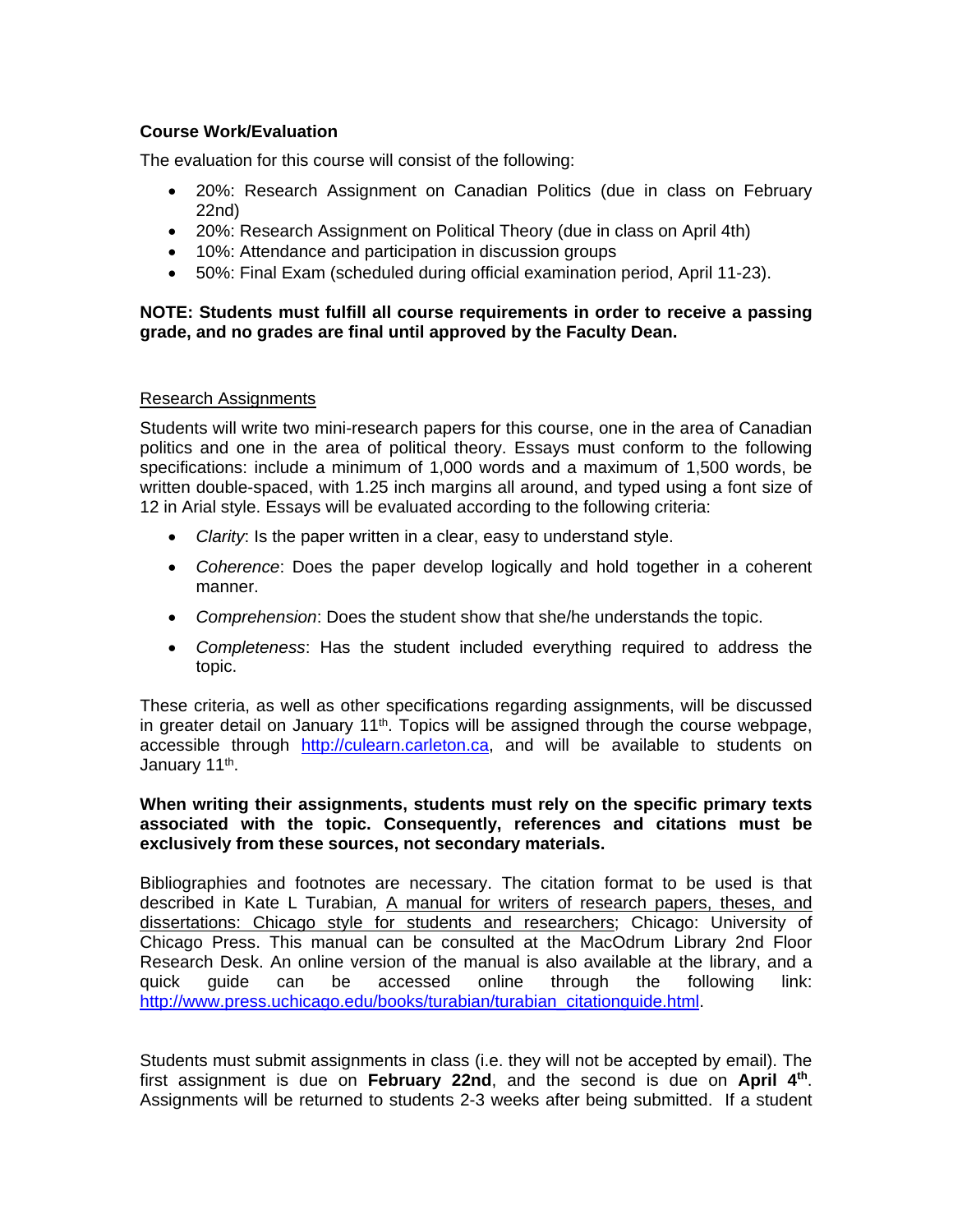**Course Work/Evaluation**

The evaluation for this course will consist of the following:

- 20%: Research Assignment on Canadian Politics (due in class on February 22nd)
- 20%: Research Assignment on Political Theory (due in class on April 4th)
- 10%: Attendance and participation in discussion groups
- 50%: Final Exam (scheduled during official examination period, April 11-23).

**NOTE: Students must fulfill all course requirements in order to receive a passing grade, and no grades are final until approved by the Faculty Dean.**

Research Assignments

Students will write two mini-research papers for this course, one in the area of Canadian politics and one in the area of political theory. Essays must conform to the following specifications: include a minimum of 1,000 words and a maximum of 1,500 words, be written double-spaced, with 1.25 inch margins all around, and typed using a font size of 12 in Arial style. Essays will be evaluated according to the following criteria:

- *Clarity*: Is the paper written in a clear, easy to understand style.
- *Coherence*: Does the paper develop logically and hold together in a coherent manner.
- *Comprehension*: Does the student show that she/he understands the topic.
- *Completeness*: Has the student included everything required to address the topic.

These criteria, as well as other specifications regarding assignments, will be discussed in greater detail on January 11th. Topics will be assigned through the course webpage, accessible through http://culearn.carleton.ca, and will be available to students on January 11th.

**When writing their assignments, students must rely on the specific primary texts associated with the topic. Consequently, references and citations must be exclusively from these sources, not secondary materials.**

Bibliographies and footnotes are necessary. The citation format to be used is that described in Kate L Turabian, A manual for writers of research papers, theses, and dissertations: Chicago style for students and researchers; Chicago: University of Chicago Press. This manual can be consulted at the MacOdrum Library 2nd Floor Research Desk. An online version of the manual is also available at the library, and a quick guide can be accessed online through the following link: http://www.press.uchicago.edu/books/turabian/turabian_citationguide.html.

Students must submit assignments in class (i.e. they will not be accepted by email). The first assignment is due on **February 22nd**, and the second is due on **April 4th**. Assignments will be returned to students 2-3 weeks after being submitted. If a student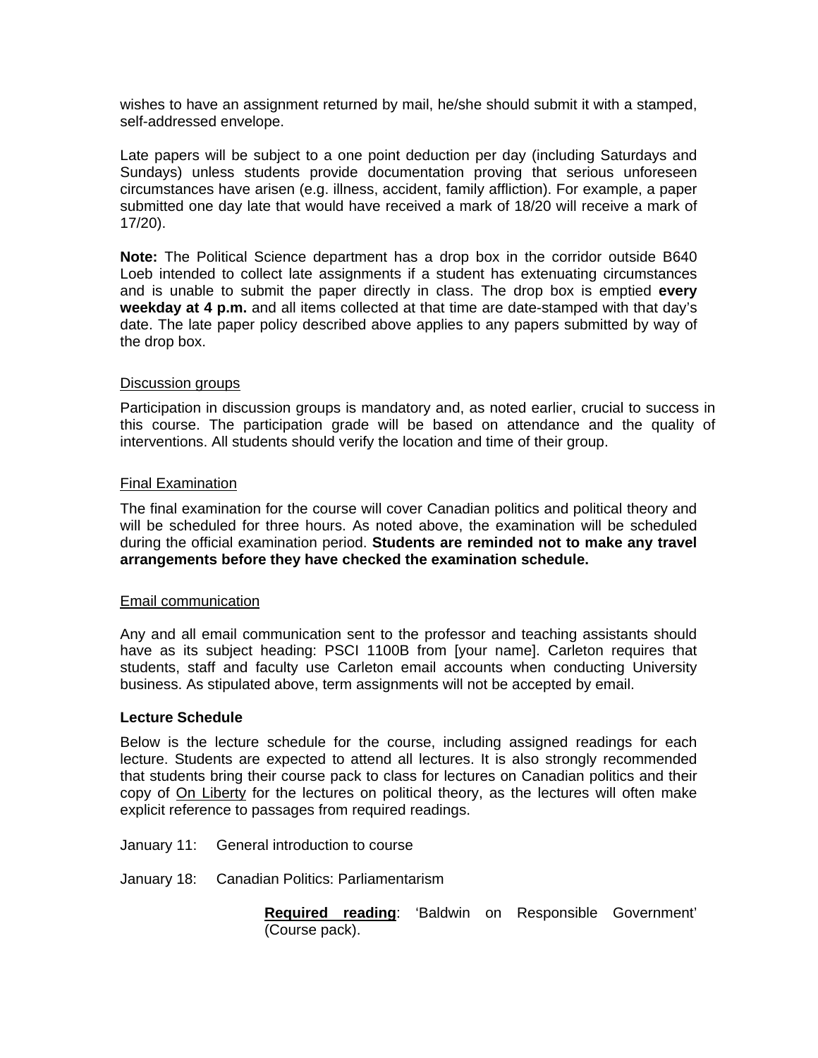wishes to have an assignment returned by mail, he/she should submit it with a stamped, self-addressed envelope.

Late papers will be subject to a one point deduction per day (including Saturdays and Sundays) unless students provide documentation proving that serious unforeseen circumstances have arisen (e.g. illness, accident, family affliction). For example, a paper submitted one day late that would have received a mark of 18/20 will receive a mark of 17/20).

**Note:** The Political Science department has a drop box in the corridor outside B640 Loeb intended to collect late assignments if a student has extenuating circumstances and is unable to submit the paper directly in class. The drop box is emptied **every weekday at 4 p.m.** and all items collected at that time are date-stamped with that day's date. The late paper policy described above applies to any papers submitted by way of the drop box.

<u>Discussion groups</u>

Participation in discussion groups is mandatory and, as noted earlier, crucial to success in this course. The participation grade will be based on attendance and the quality of interventions. All students should verify the location and time of their group.

<u>Final Examination</u>

The final examination for the course will cover Canadian politics and political theory and will be scheduled for three hours. As noted above, the examination will be scheduled during the official examination period. **Students are reminded not to make any travel arrangements before they have checked the examination schedule.**

<u>Email communication</u>

Any and all email communication sent to the professor and teaching assistants should have as its subject heading: PSCI 1100B from [your name]. Carleton requires that students, staff and faculty use Carleton email accounts when conducting University business. As stipulated above, term assignments will not be accepted by email.

**Lecture Schedule**

Below is the lecture schedule for the course, including assigned readings for each lecture. Students are expected to attend all lectures. It is also strongly recommended that students bring their course pack to class for lectures on Canadian politics and their copy of <u>On Liberty</u> for the lectures on political theory, as the lectures will often make explicit reference to passages from required readings.

January 11: General introduction to course

January 18: Canadian Politics: Parliamentarism

> **<u>Required reading</u>**: 'Baldwin on Responsible Government' (Course pack).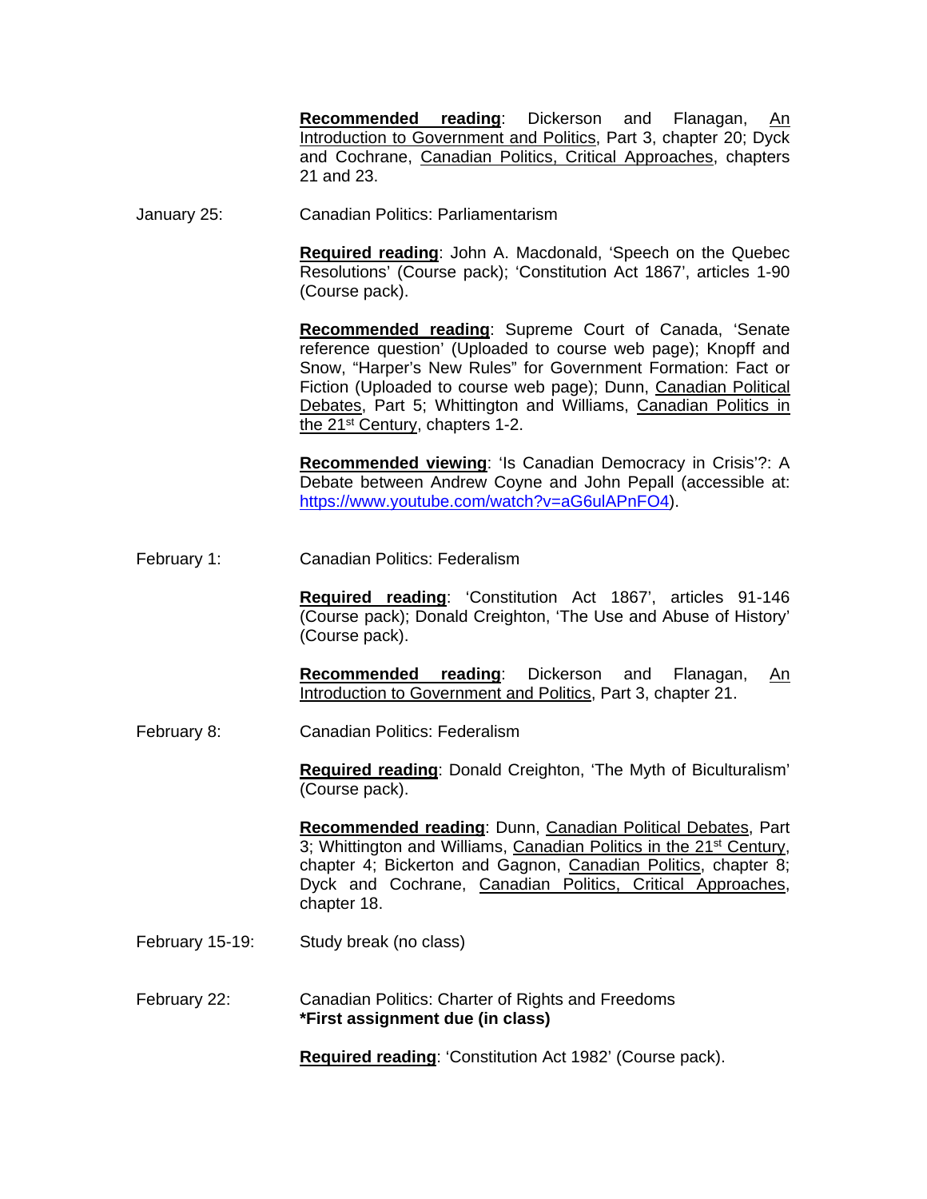**Recommended reading**: Dickerson and Flanagan, An Introduction to Government and Politics, Part 3, chapter 20; Dyck and Cochrane, Canadian Politics, Critical Approaches, chapters 21 and 23.

January 25: Canadian Politics: Parliamentarism

**Required reading**: John A. Macdonald, 'Speech on the Quebec Resolutions' (Course pack); 'Constitution Act 1867', articles 1-90 (Course pack).

**Recommended reading**: Supreme Court of Canada, 'Senate reference question' (Uploaded to course web page); Knopff and Snow, "Harper's New Rules" for Government Formation: Fact or Fiction (Uploaded to course web page); Dunn, Canadian Political Debates, Part 5; Whittington and Williams, Canadian Politics in the 21st Century, chapters 1-2.

**Recommended viewing**: 'Is Canadian Democracy in Crisis'?: A Debate between Andrew Coyne and John Pepall (accessible at: https://www.youtube.com/watch?v=aG6ulAPnFO4).

February 1: Canadian Politics: Federalism

**Required reading**: 'Constitution Act 1867', articles 91-146 (Course pack); Donald Creighton, 'The Use and Abuse of History' (Course pack).

**Recommended reading**: Dickerson and Flanagan, An Introduction to Government and Politics, Part 3, chapter 21.

February 8: Canadian Politics: Federalism

**Required reading**: Donald Creighton, 'The Myth of Biculturalism' (Course pack).

**Recommended reading**: Dunn, Canadian Political Debates, Part 3; Whittington and Williams, Canadian Politics in the 21st Century, chapter 4; Bickerton and Gagnon, Canadian Politics, chapter 8; Dyck and Cochrane, Canadian Politics, Critical Approaches, chapter 18.

February 15-19: Study break (no class)

February 22: Canadian Politics: Charter of Rights and Freedoms
**\*First assignment due (in class)**

**Required reading**: 'Constitution Act 1982' (Course pack).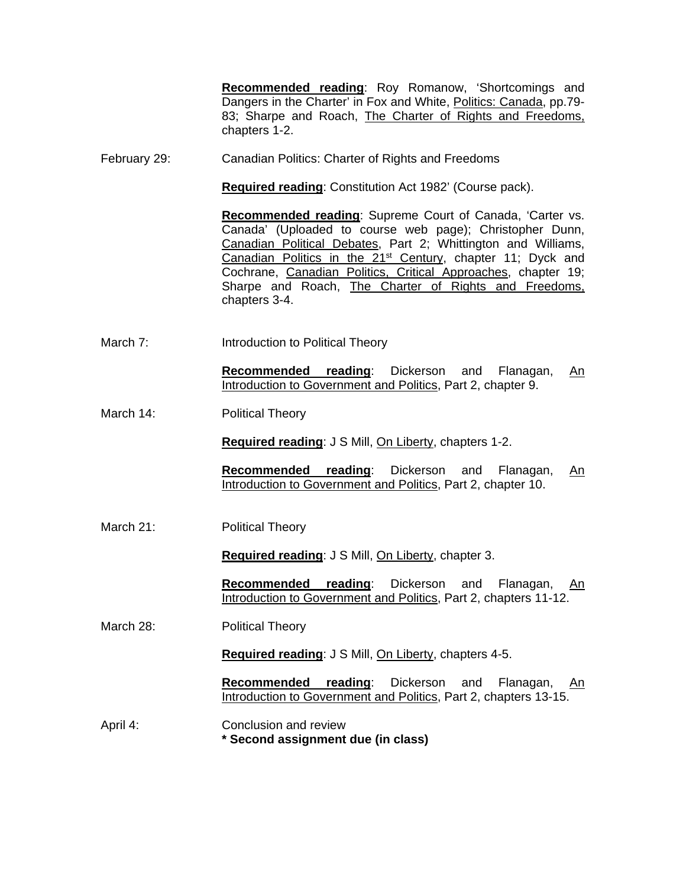**Recommended reading**: Roy Romanow, 'Shortcomings and Dangers in the Charter' in Fox and White, Politics: Canada, pp.79-83; Sharpe and Roach, The Charter of Rights and Freedoms, chapters 1-2.

February 29: Canadian Politics: Charter of Rights and Freedoms

**Required reading**: Constitution Act 1982' (Course pack).

**Recommended reading**: Supreme Court of Canada, 'Carter vs. Canada' (Uploaded to course web page); Christopher Dunn, Canadian Political Debates, Part 2; Whittington and Williams, Canadian Politics in the 21st Century, chapter 11; Dyck and Cochrane, Canadian Politics, Critical Approaches, chapter 19; Sharpe and Roach, The Charter of Rights and Freedoms, chapters 3-4.

March 7: Introduction to Political Theory

**Recommended reading**: Dickerson and Flanagan, An Introduction to Government and Politics, Part 2, chapter 9.

March 14: Political Theory

**Required reading**: J S Mill, On Liberty, chapters 1-2.

**Recommended reading**: Dickerson and Flanagan, An Introduction to Government and Politics, Part 2, chapter 10.

March 21: Political Theory

**Required reading**: J S Mill, On Liberty, chapter 3.

**Recommended reading**: Dickerson and Flanagan, An Introduction to Government and Politics, Part 2, chapters 11-12.

March 28: Political Theory

**Required reading**: J S Mill, On Liberty, chapters 4-5.

**Recommended reading**: Dickerson and Flanagan, An Introduction to Government and Politics, Part 2, chapters 13-15.

April 4: Conclusion and review
**\* Second assignment due (in class)**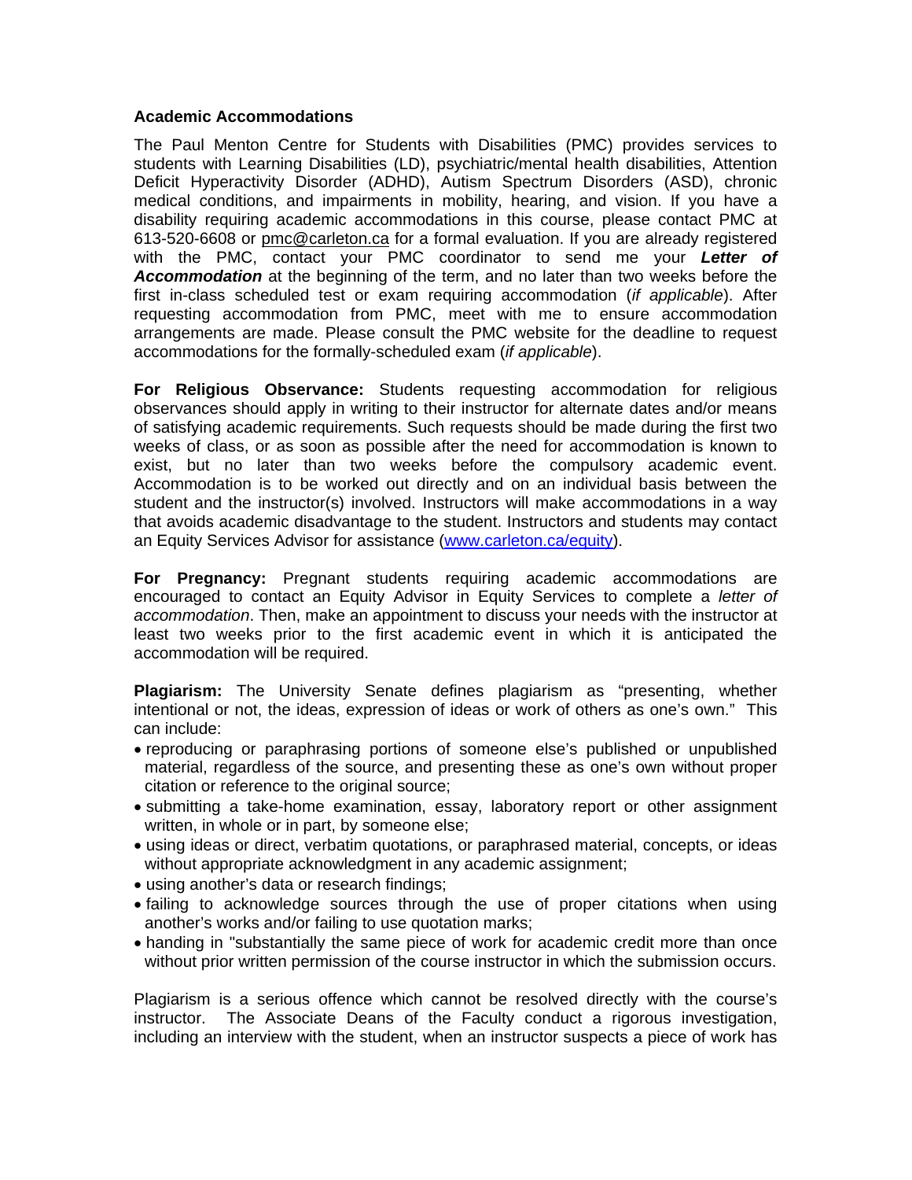**Academic Accommodations**

The Paul Menton Centre for Students with Disabilities (PMC) provides services to students with Learning Disabilities (LD), psychiatric/mental health disabilities, Attention Deficit Hyperactivity Disorder (ADHD), Autism Spectrum Disorders (ASD), chronic medical conditions, and impairments in mobility, hearing, and vision. If you have a disability requiring academic accommodations in this course, please contact PMC at 613-520-6608 or pmc@carleton.ca for a formal evaluation. If you are already registered with the PMC, contact your PMC coordinator to send me your ***Letter of Accommodation*** at the beginning of the term, and no later than two weeks before the first in-class scheduled test or exam requiring accommodation (*if applicable*). After requesting accommodation from PMC, meet with me to ensure accommodation arrangements are made. Please consult the PMC website for the deadline to request accommodations for the formally-scheduled exam (*if applicable*).

**For Religious Observance:** Students requesting accommodation for religious observances should apply in writing to their instructor for alternate dates and/or means of satisfying academic requirements. Such requests should be made during the first two weeks of class, or as soon as possible after the need for accommodation is known to exist, but no later than two weeks before the compulsory academic event. Accommodation is to be worked out directly and on an individual basis between the student and the instructor(s) involved. Instructors will make accommodations in a way that avoids academic disadvantage to the student. Instructors and students may contact an Equity Services Advisor for assistance (www.carleton.ca/equity).

**For Pregnancy:** Pregnant students requiring academic accommodations are encouraged to contact an Equity Advisor in Equity Services to complete a *letter of accommodation*. Then, make an appointment to discuss your needs with the instructor at least two weeks prior to the first academic event in which it is anticipated the accommodation will be required.

**Plagiarism:** The University Senate defines plagiarism as "presenting, whether intentional or not, the ideas, expression of ideas or work of others as one's own." This can include:

- reproducing or paraphrasing portions of someone else's published or unpublished material, regardless of the source, and presenting these as one's own without proper citation or reference to the original source;
- submitting a take-home examination, essay, laboratory report or other assignment written, in whole or in part, by someone else;
- using ideas or direct, verbatim quotations, or paraphrased material, concepts, or ideas without appropriate acknowledgment in any academic assignment;
- using another's data or research findings;
- failing to acknowledge sources through the use of proper citations when using another's works and/or failing to use quotation marks;
- handing in "substantially the same piece of work for academic credit more than once without prior written permission of the course instructor in which the submission occurs.

Plagiarism is a serious offence which cannot be resolved directly with the course's instructor. The Associate Deans of the Faculty conduct a rigorous investigation, including an interview with the student, when an instructor suspects a piece of work has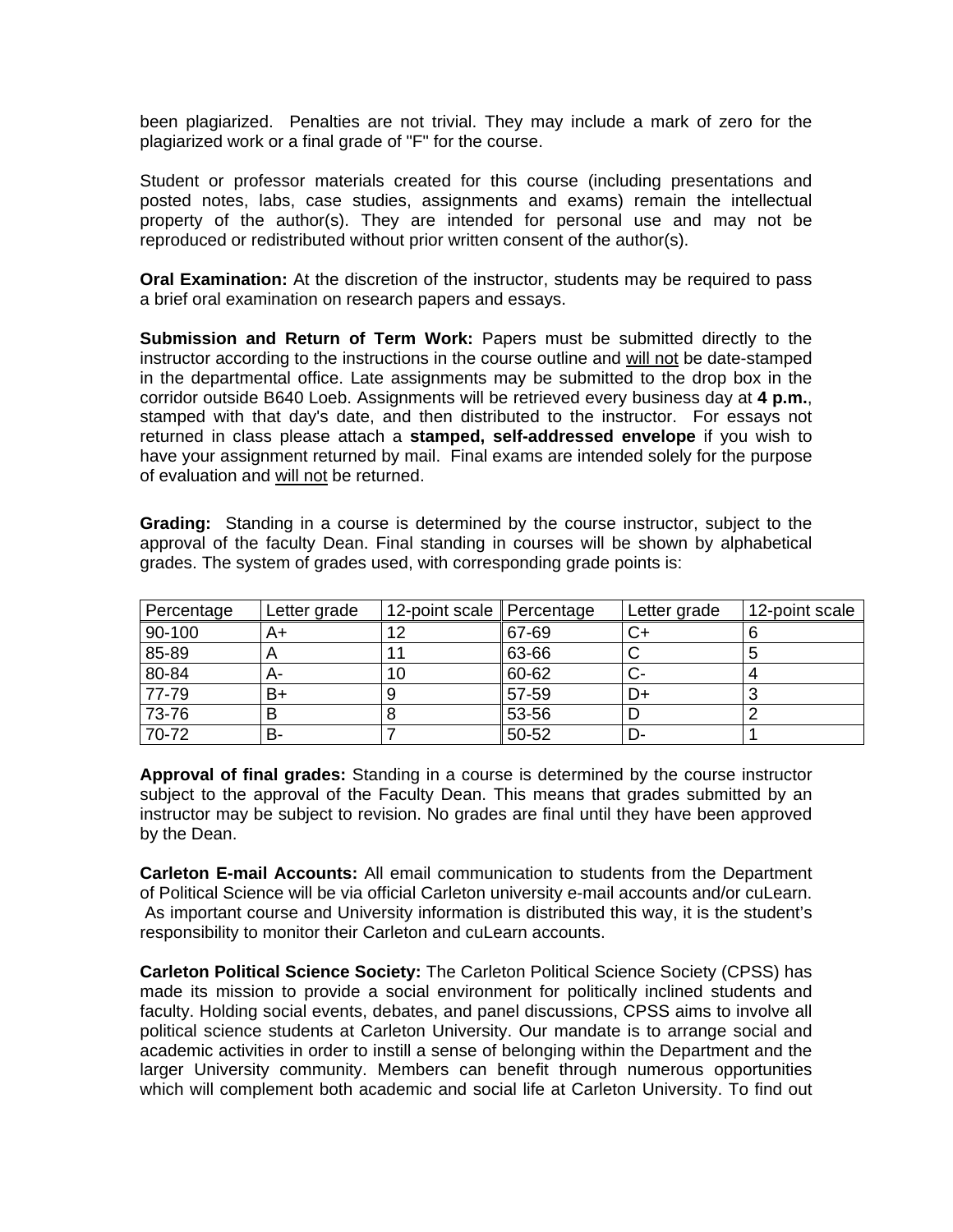been plagiarized. Penalties are not trivial. They may include a mark of zero for the plagiarized work or a final grade of "F" for the course.

Student or professor materials created for this course (including presentations and posted notes, labs, case studies, assignments and exams) remain the intellectual property of the author(s). They are intended for personal use and may not be reproduced or redistributed without prior written consent of the author(s).

**Oral Examination:** At the discretion of the instructor, students may be required to pass a brief oral examination on research papers and essays.

**Submission and Return of Term Work:** Papers must be submitted directly to the instructor according to the instructions in the course outline and will not be date-stamped in the departmental office. Late assignments may be submitted to the drop box in the corridor outside B640 Loeb. Assignments will be retrieved every business day at **4 p.m.**, stamped with that day's date, and then distributed to the instructor. For essays not returned in class please attach a **stamped, self-addressed envelope** if you wish to have your assignment returned by mail. Final exams are intended solely for the purpose of evaluation and will not be returned.

**Grading:** Standing in a course is determined by the course instructor, subject to the approval of the faculty Dean. Final standing in courses will be shown by alphabetical grades. The system of grades used, with corresponding grade points is:

| Percentage | Letter grade | 12-point scale | Percentage | Letter grade | 12-point scale |
|---|---|---|---|---|---|
| 90-100 | A+ | 12 | 67-69 | C+ | 6 |
| 85-89 | A | 11 | 63-66 | C | 5 |
| 80-84 | A- | 10 | 60-62 | C- | 4 |
| 77-79 | B+ | 9 | 57-59 | D+ | 3 |
| 73-76 | B | 8 | 53-56 | D | 2 |
| 70-72 | B- | 7 | 50-52 | D- | 1 |

**Approval of final grades:** Standing in a course is determined by the course instructor subject to the approval of the Faculty Dean. This means that grades submitted by an instructor may be subject to revision. No grades are final until they have been approved by the Dean.

**Carleton E-mail Accounts:** All email communication to students from the Department of Political Science will be via official Carleton university e-mail accounts and/or cuLearn. As important course and University information is distributed this way, it is the student's responsibility to monitor their Carleton and cuLearn accounts.

**Carleton Political Science Society:** The Carleton Political Science Society (CPSS) has made its mission to provide a social environment for politically inclined students and faculty. Holding social events, debates, and panel discussions, CPSS aims to involve all political science students at Carleton University. Our mandate is to arrange social and academic activities in order to instill a sense of belonging within the Department and the larger University community. Members can benefit through numerous opportunities which will complement both academic and social life at Carleton University. To find out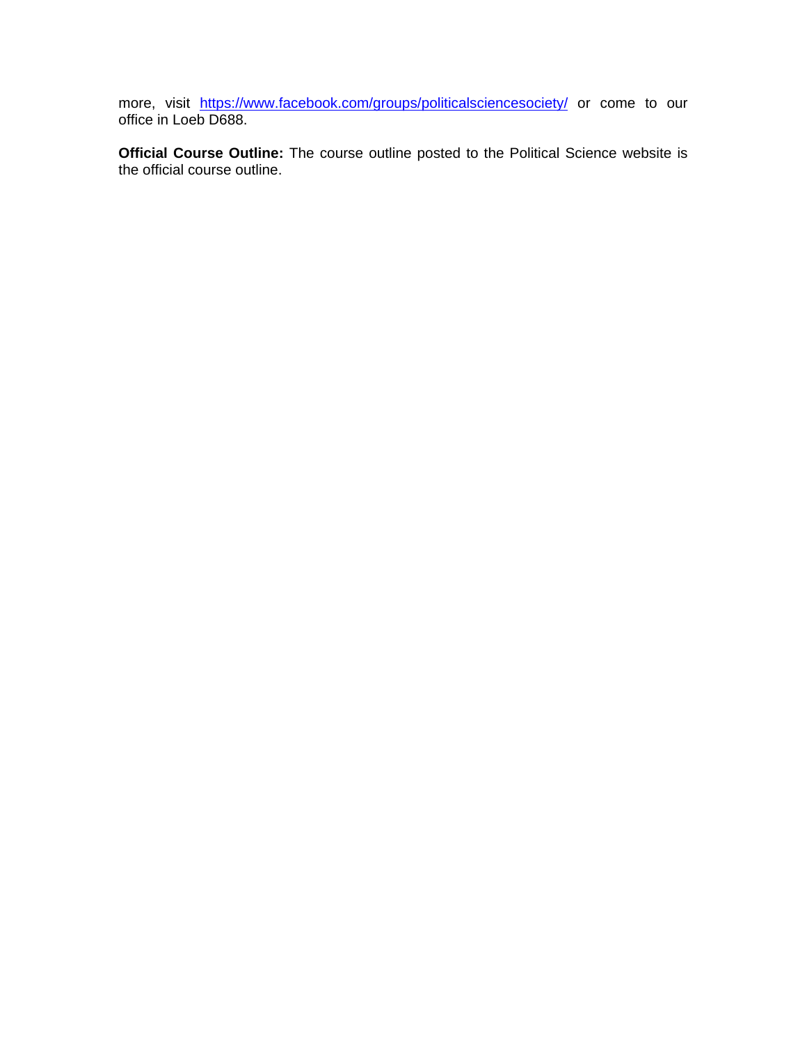more, visit https://www.facebook.com/groups/politicalsciencesociety/ or come to our office in Loeb D688.

**Official Course Outline:** The course outline posted to the Political Science website is the official course outline.